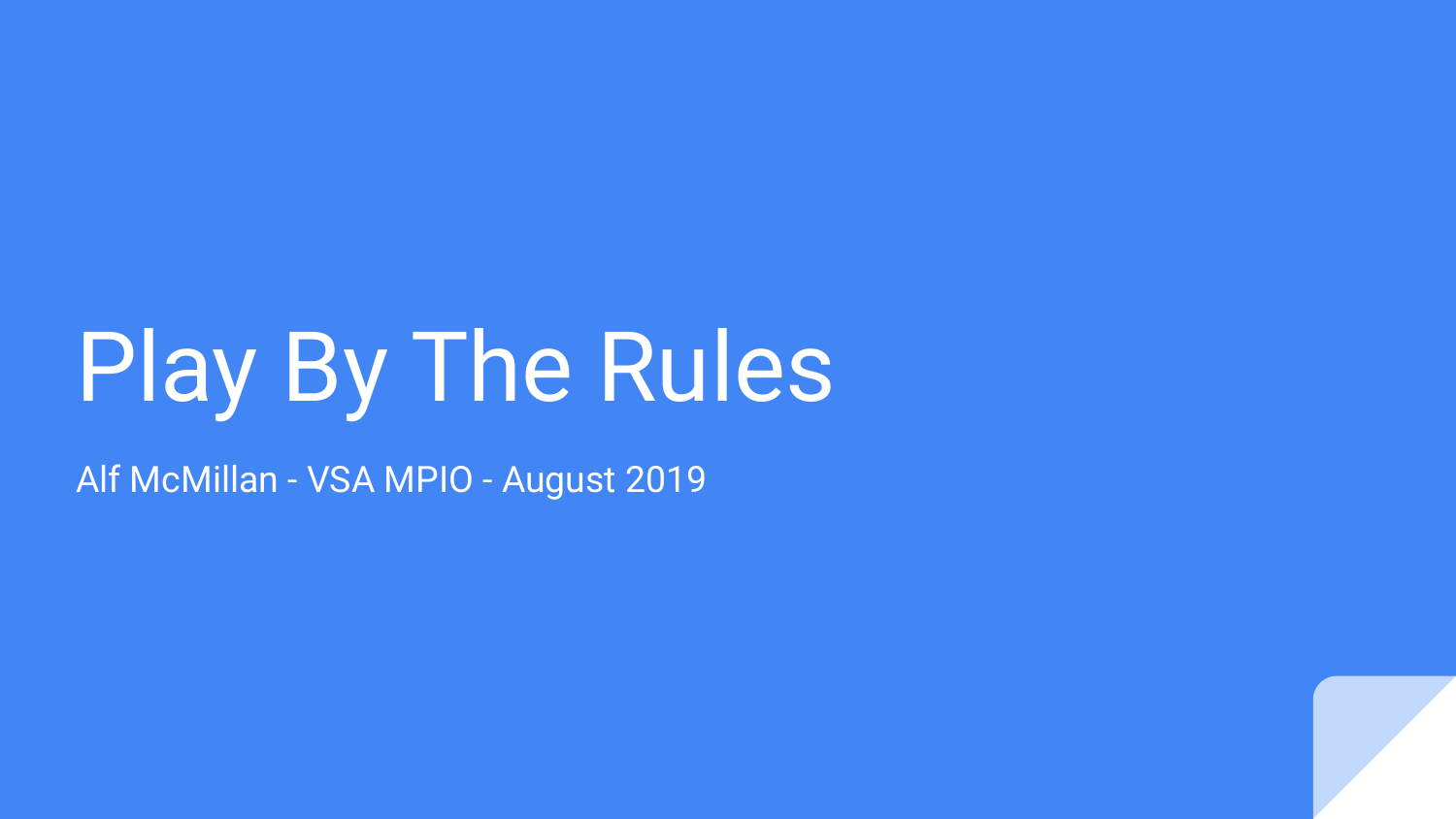# Play By The Rules

Alf McMillan - VSA MPIO - August 2019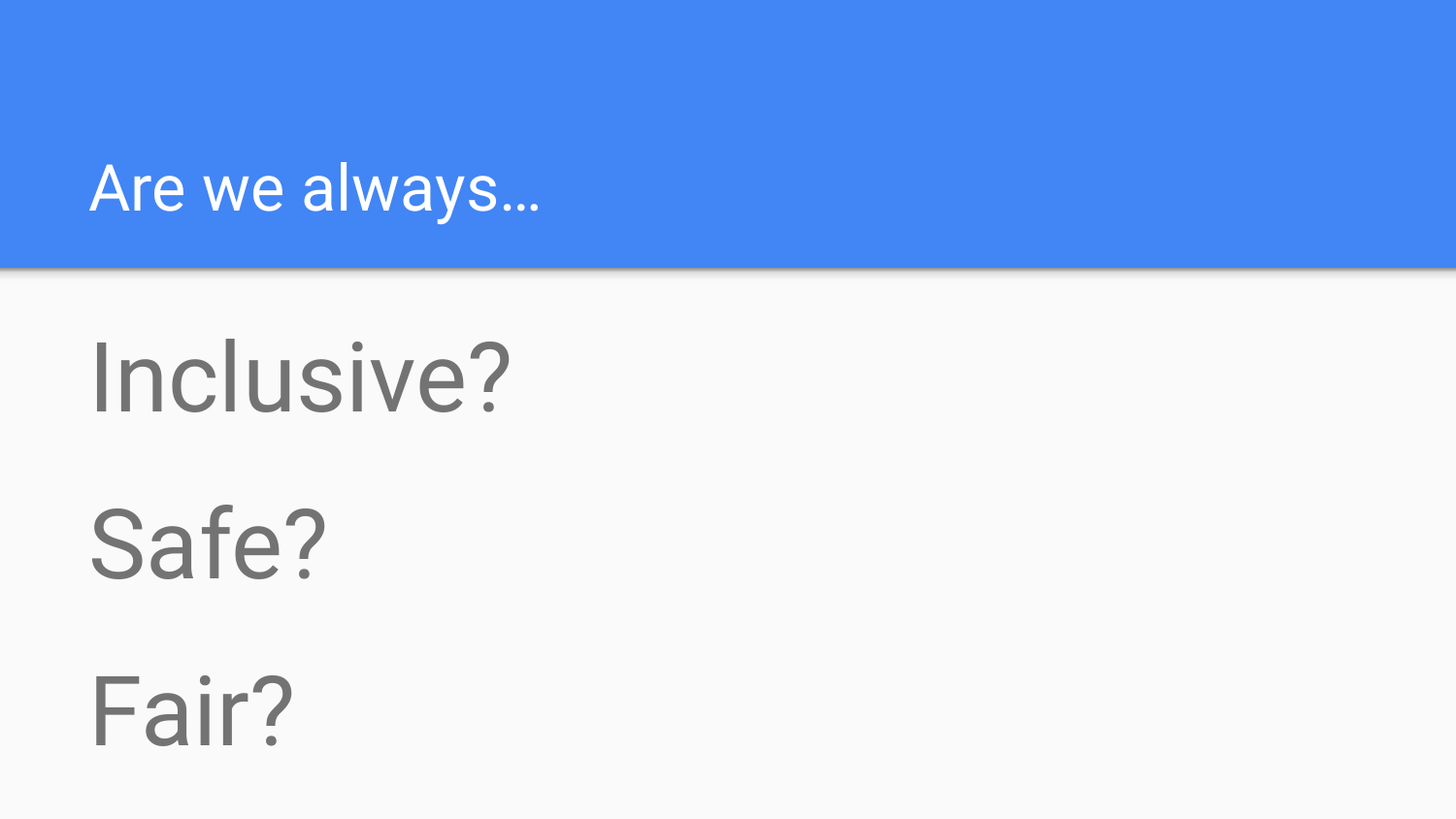# Are we always…

Inclusive?

Safe?

Fair?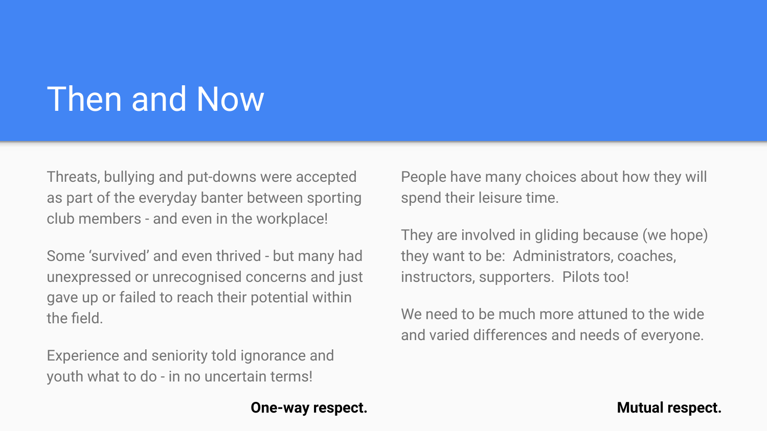# Then and Now

Threats, bullying and put-downs were accepted as part of the everyday banter between sporting club members - and even in the workplace!

Some 'survived' and even thrived - but many had unexpressed or unrecognised concerns and just gave up or failed to reach their potential within the field.

Experience and seniority told ignorance and youth what to do - in no uncertain terms!

**One-way respect.**

People have many choices about how they will spend their leisure time.

They are involved in gliding because (we hope) they want to be: Administrators, coaches, instructors, supporters. Pilots too!

We need to be much more attuned to the wide and varied differences and needs of everyone.

**Mutual respect.**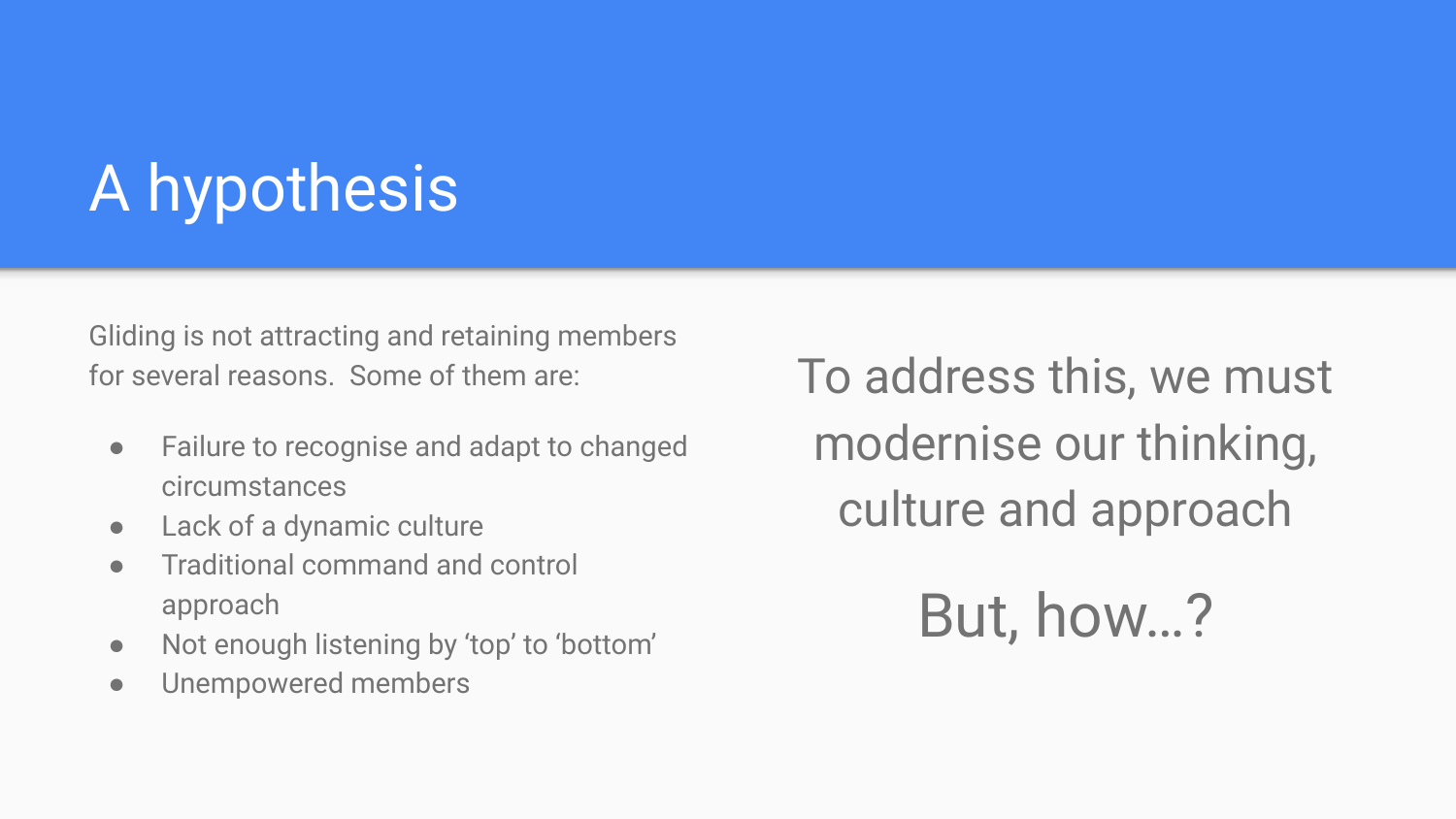# A hypothesis

Gliding is not attracting and retaining members for several reasons. Some of them are:

- Failure to recognise and adapt to changed circumstances
- Lack of a dynamic culture
- Traditional command and control approach
- Not enough listening by ‘top’ to ‘bottom’
- Unempowered members

To address this, we must modernise our thinking, culture and approach

But, how…?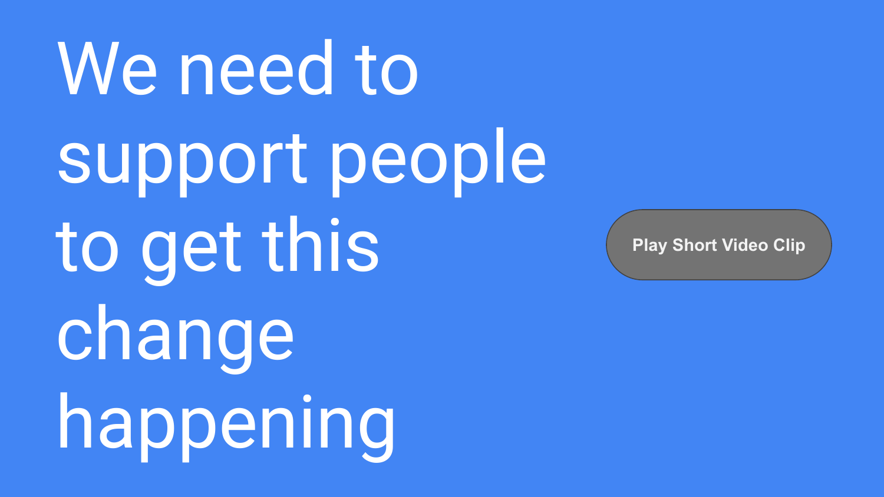# We need to support people to get this change happening

Play Short Video Clip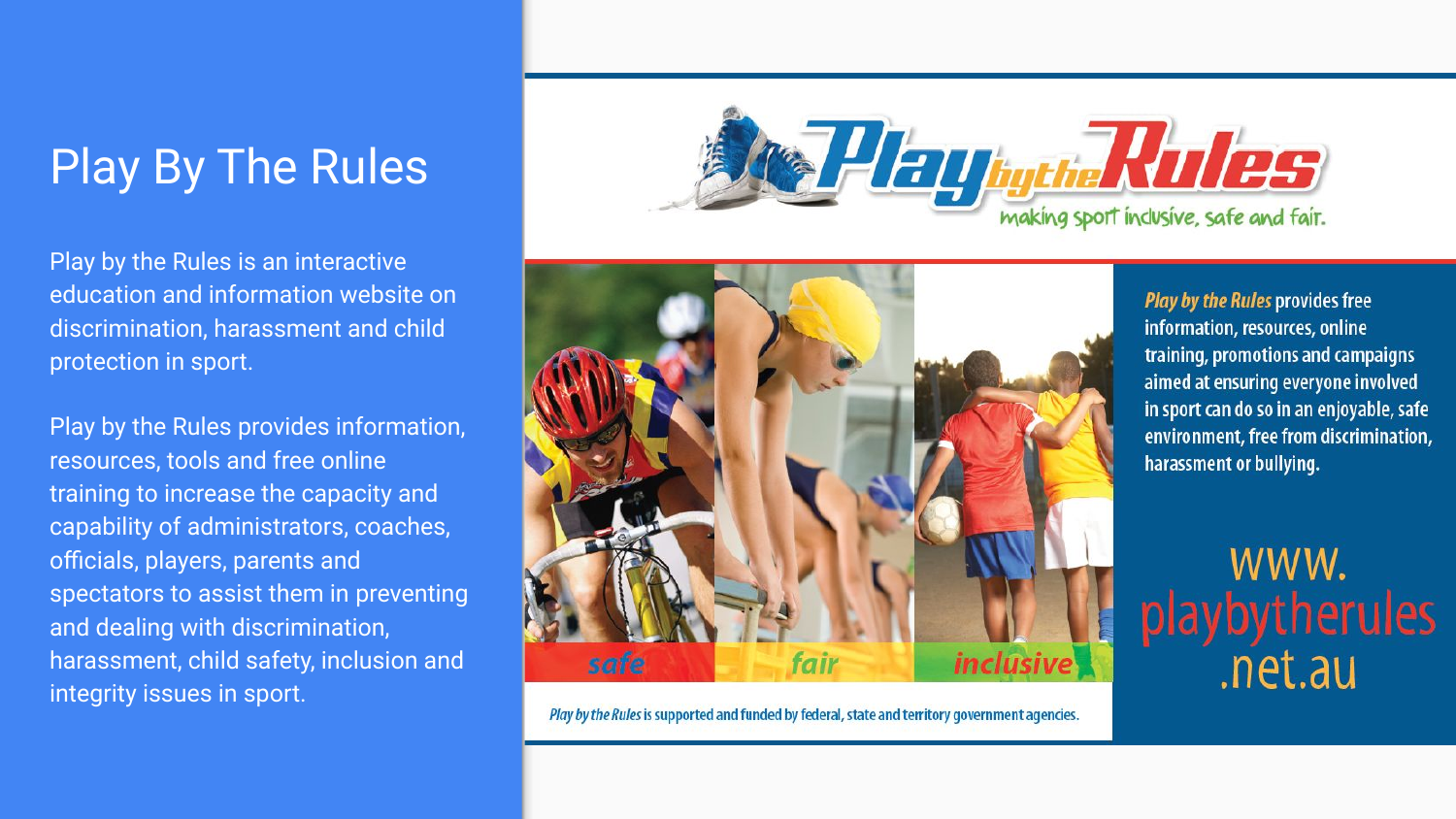# Play By The Rules

Play by the Rules is an interactive education and information website on discrimination, harassment and child protection in sport.

Play by the Rules provides information, resources, tools and free online training to increase the capacity and capability of administrators, coaches, officials, players, parents and spectators to assist them in preventing and dealing with discrimination, harassment, child safety, inclusion and integrity issues in sport.

**Play by the Rules**

making sport inclusive, safe and fair.

safe | fair | inclusive

*Play by the Rules* provides free information, resources, online training, promotions and campaigns aimed at ensuring everyone involved in sport can do so in an enjoyable, safe environment, free from discrimination, harassment or bullying.

www.playbytherules.net.au

*Play by the Rules* is supported and funded by federal, state and territory government agencies.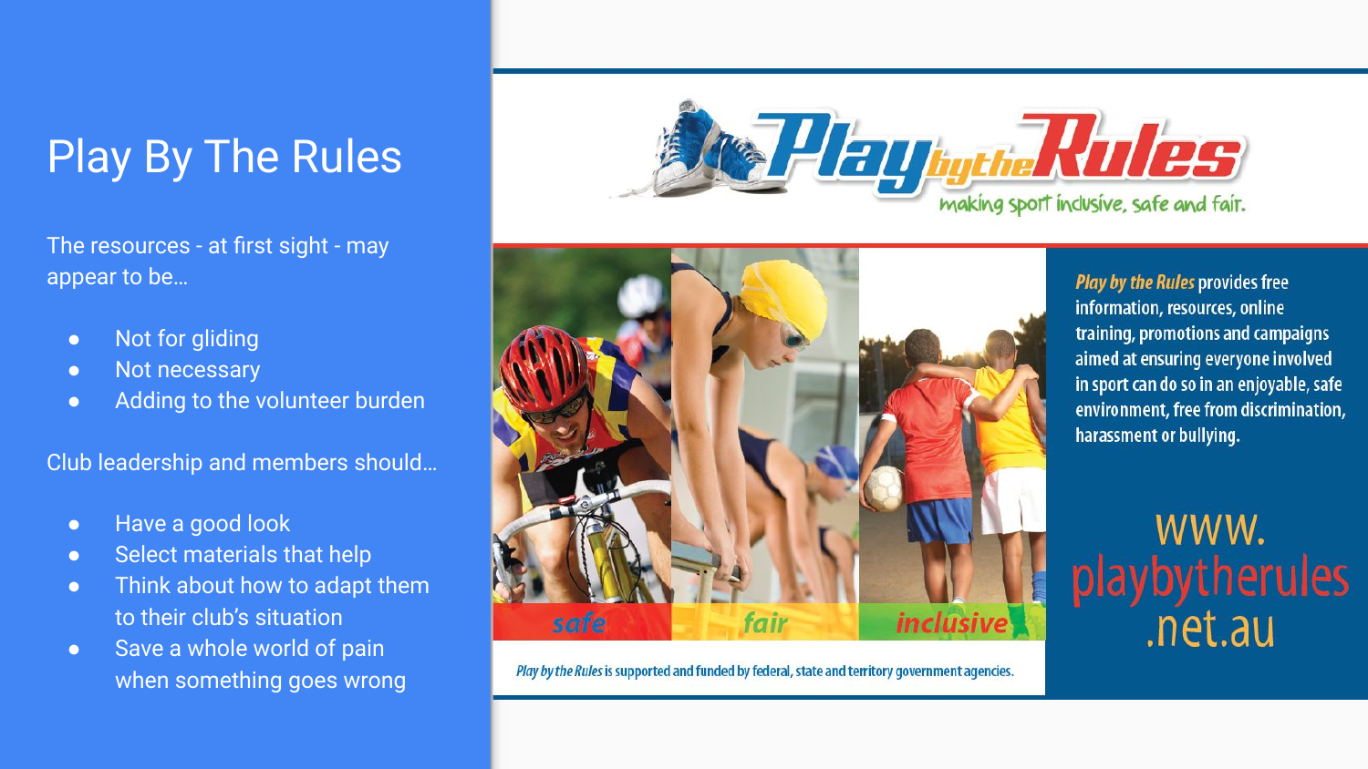# Play By The Rules

The resources - at first sight - may appear to be…

- Not for gliding
- Not necessary
- Adding to the volunteer burden

Club leadership and members should…

- Have a good look
- Select materials that help
- Think about how to adapt them to their club's situation
- Save a whole world of pain when something goes wrong

**Play by the Rules**

making sport inclusive, safe and fair.

safe fair inclusive

*Play by the Rules* provides free information, resources, online training, promotions and campaigns aimed at ensuring everyone involved in sport can do so in an enjoyable, safe environment, free from discrimination, harassment or bullying.

www.playbytherules.net.au

*Play by the Rules* is supported and funded by federal, state and territory government agencies.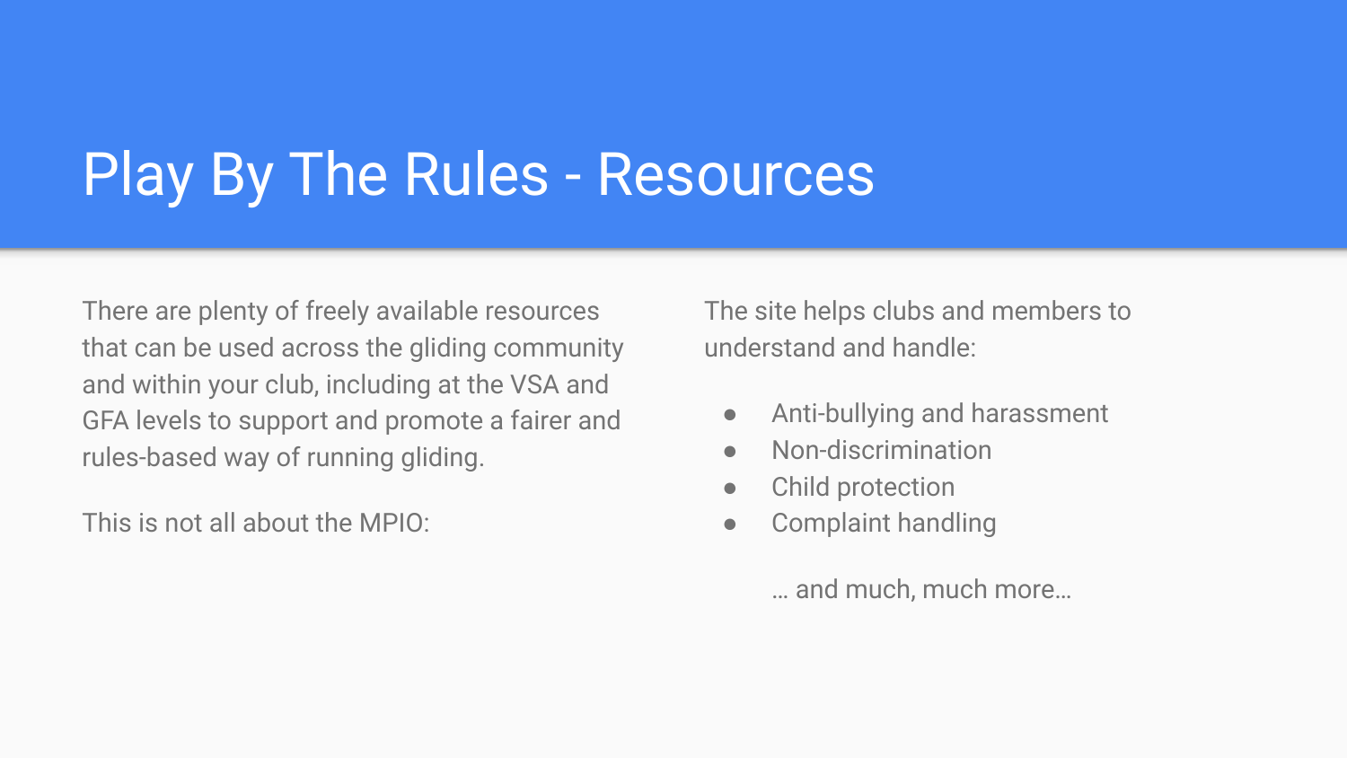# Play By The Rules - Resources

There are plenty of freely available resources that can be used across the gliding community and within your club, including at the VSA and GFA levels to support and promote a fairer and rules-based way of running gliding.

This is not all about the MPIO:

The site helps clubs and members to understand and handle:

- Anti-bullying and harassment
- Non-discrimination
- Child protection
- Complaint handling

… and much, much more…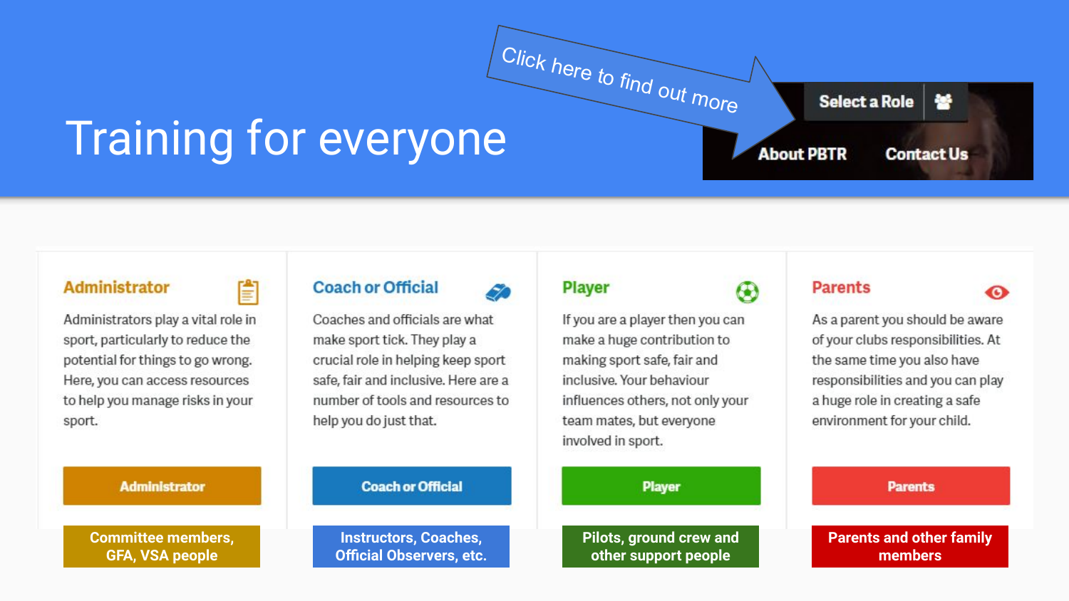# Training for everyone

Click here to find out more

Select a Role

About PBTR

Contact Us

### Administrator

Administrators play a vital role in sport, particularly to reduce the potential for things to go wrong. Here, you can access resources to help you manage risks in your sport.

**Administrator**

Committee members, GFA, VSA people

### Coach or Official

Coaches and officials are what make sport tick. They play a crucial role in helping keep sport safe, fair and inclusive. Here are a number of tools and resources to help you do just that.

**Coach or Official**

Instructors, Coaches, Official Observers, etc.

### Player

If you are a player then you can make a huge contribution to making sport safe, fair and inclusive. Your behaviour influences others, not only your team mates, but everyone involved in sport.

**Player**

Pilots, ground crew and other support people

### Parents

As a parent you should be aware of your clubs responsibilities. At the same time you also have responsibilities and you can play a huge role in creating a safe environment for your child.

**Parents**

Parents and other family members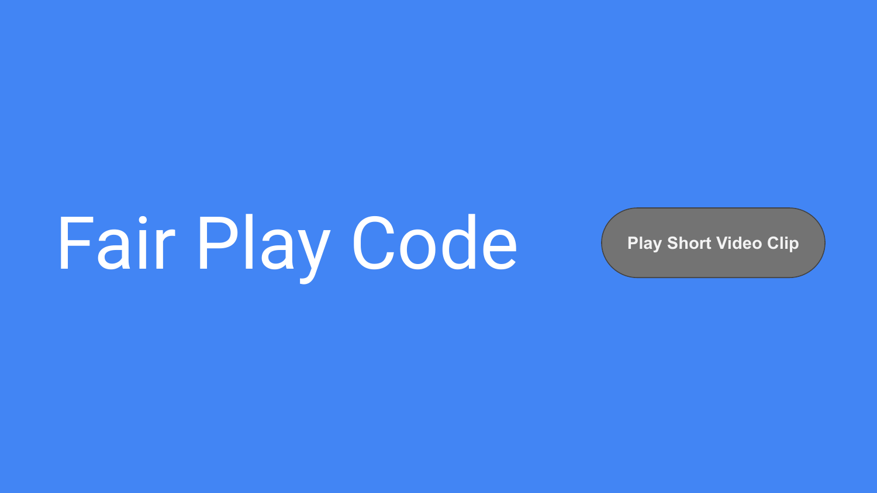# Fair Play Code

Play Short Video Clip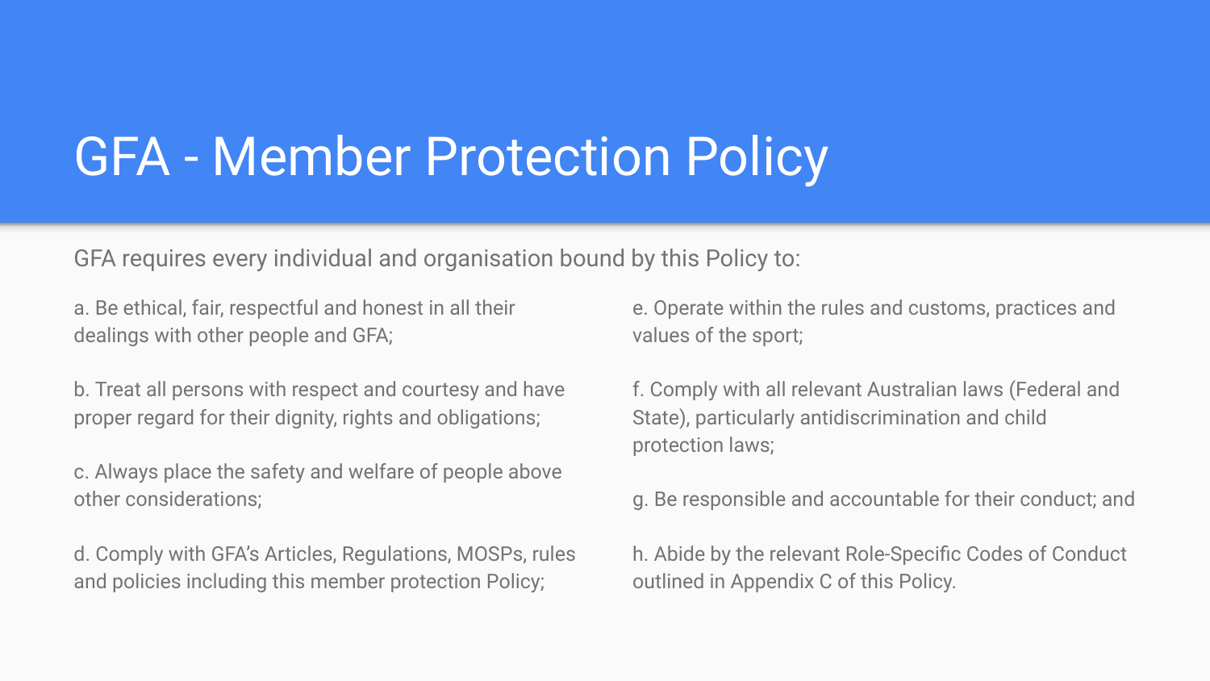# GFA - Member Protection Policy

GFA requires every individual and organisation bound by this Policy to:

a. Be ethical, fair, respectful and honest in all their dealings with other people and GFA;

b. Treat all persons with respect and courtesy and have proper regard for their dignity, rights and obligations;

c. Always place the safety and welfare of people above other considerations;

d. Comply with GFA's Articles, Regulations, MOSPs, rules and policies including this member protection Policy;

e. Operate within the rules and customs, practices and values of the sport;

f. Comply with all relevant Australian laws (Federal and State), particularly antidiscrimination and child protection laws;

g. Be responsible and accountable for their conduct; and

h. Abide by the relevant Role-Specific Codes of Conduct outlined in Appendix C of this Policy.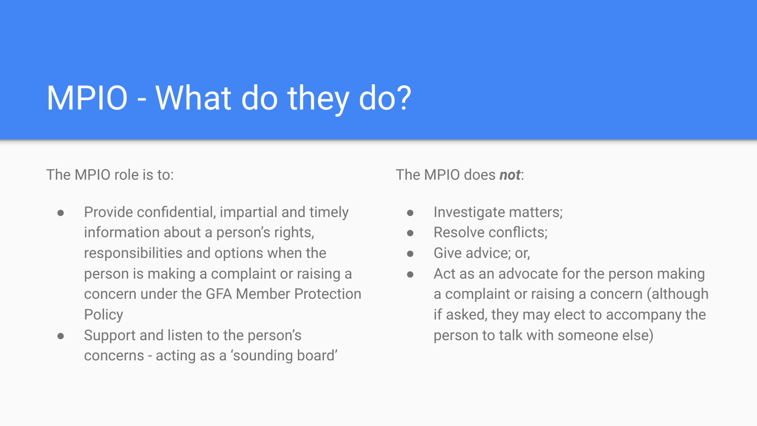# MPIO - What do they do?

The MPIO role is to:

- Provide confidential, impartial and timely information about a person's rights, responsibilities and options when the person is making a complaint or raising a concern under the GFA Member Protection Policy
- Support and listen to the person's concerns - acting as a 'sounding board'

The MPIO does ***not***:

- Investigate matters;
- Resolve conflicts;
- Give advice; or,
- Act as an advocate for the person making a complaint or raising a concern (although if asked, they may elect to accompany the person to talk with someone else)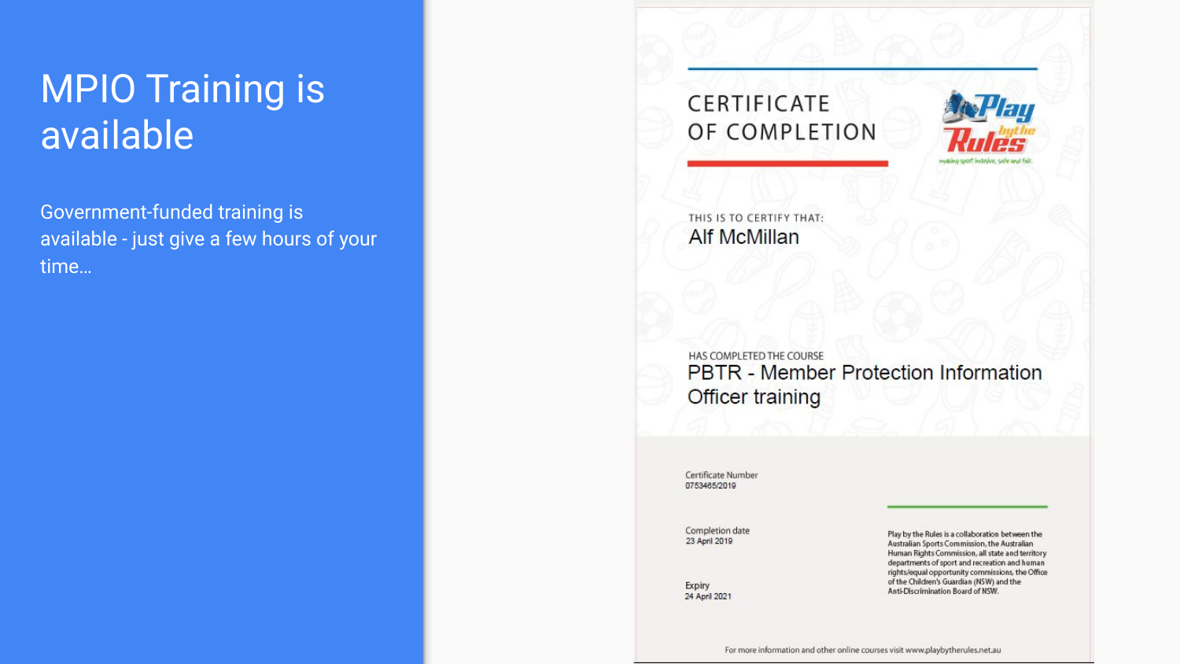# MPIO Training is available

Government-funded training is available - just give a few hours of your time…

CERTIFICATE OF COMPLETION

Play by the Rules — making sport inclusive, safe and fair.

THIS IS TO CERTIFY THAT:

Alf McMillan

HAS COMPLETED THE COURSE

PBTR - Member Protection Information Officer training

Certificate Number
0753465/2019

Completion date
23 April 2019

Expiry
24 April 2021

Play by the Rules is a collaboration between the Australian Sports Commission, the Australian Human Rights Commission, all state and territory departments of sport and recreation and human rights/equal opportunity commissions, the Office of the Children's Guardian (NSW) and the Anti-Discrimination Board of NSW.

For more information and other online courses visit www.playbytherules.net.au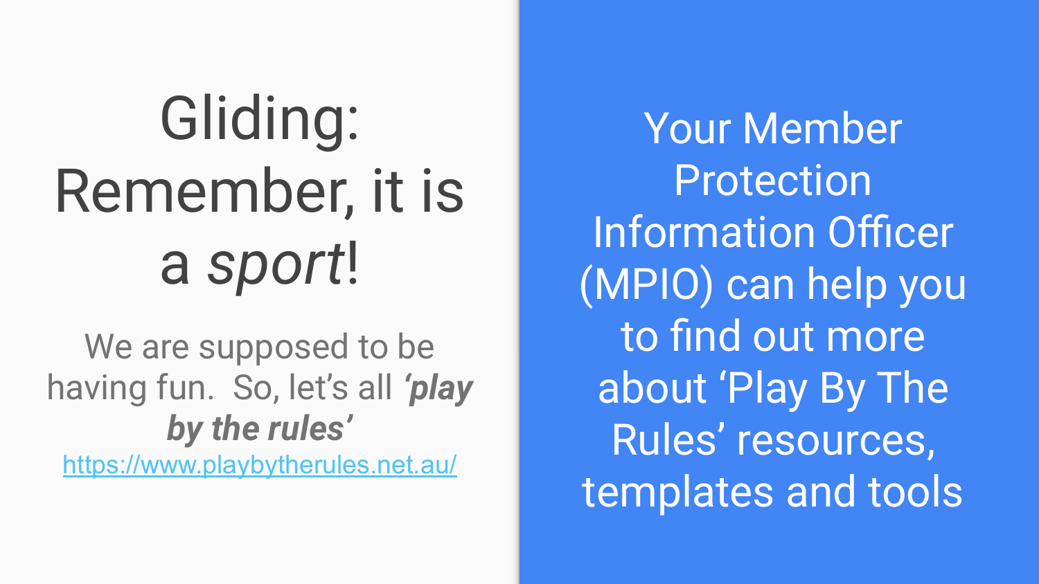# Gliding: Remember, it is a *sport*!

We are supposed to be having fun. So, let's all ***'play by the rules'***

https://www.playbytherules.net.au/

Your Member Protection Information Officer (MPIO) can help you to find out more about 'Play By The Rules' resources, templates and tools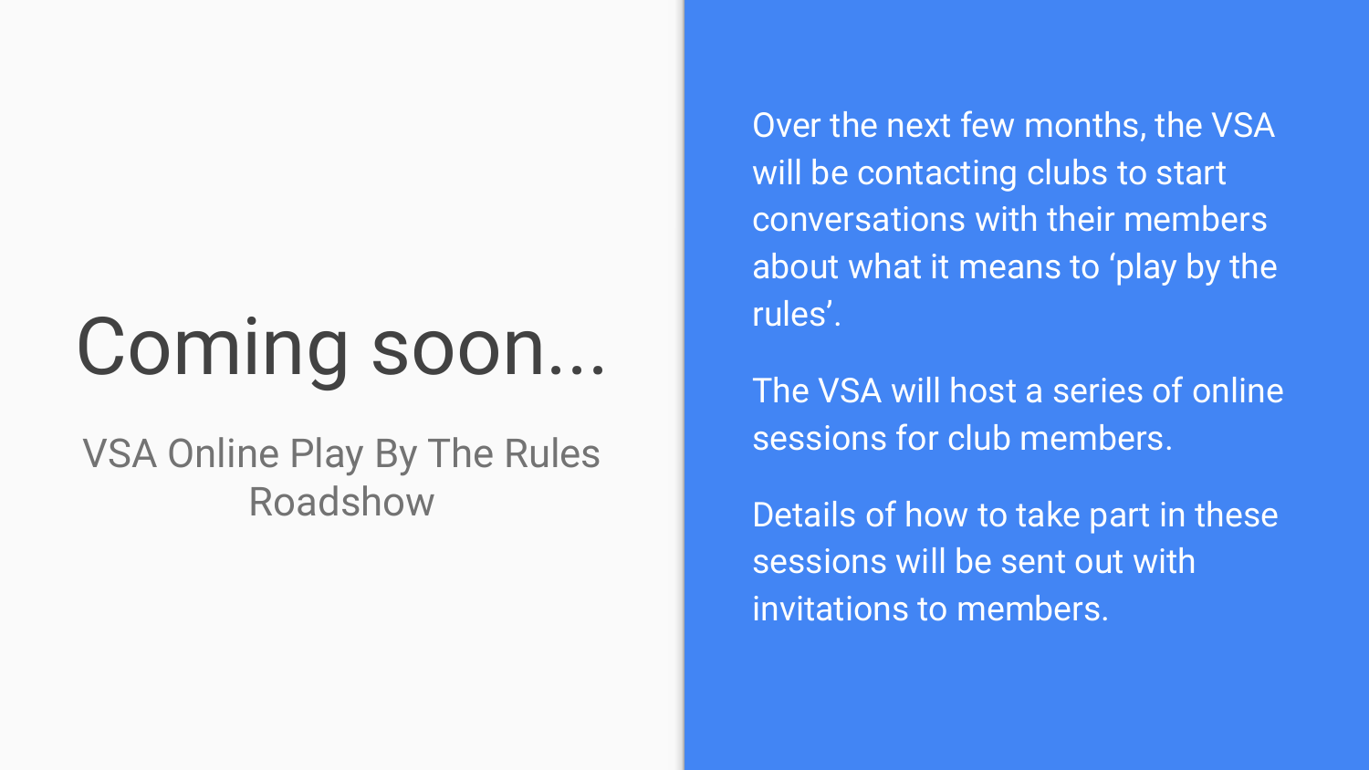# Coming soon...

VSA Online Play By The Rules Roadshow

Over the next few months, the VSA will be contacting clubs to start conversations with their members about what it means to ‘play by the rules’.

The VSA will host a series of online sessions for club members.

Details of how to take part in these sessions will be sent out with invitations to members.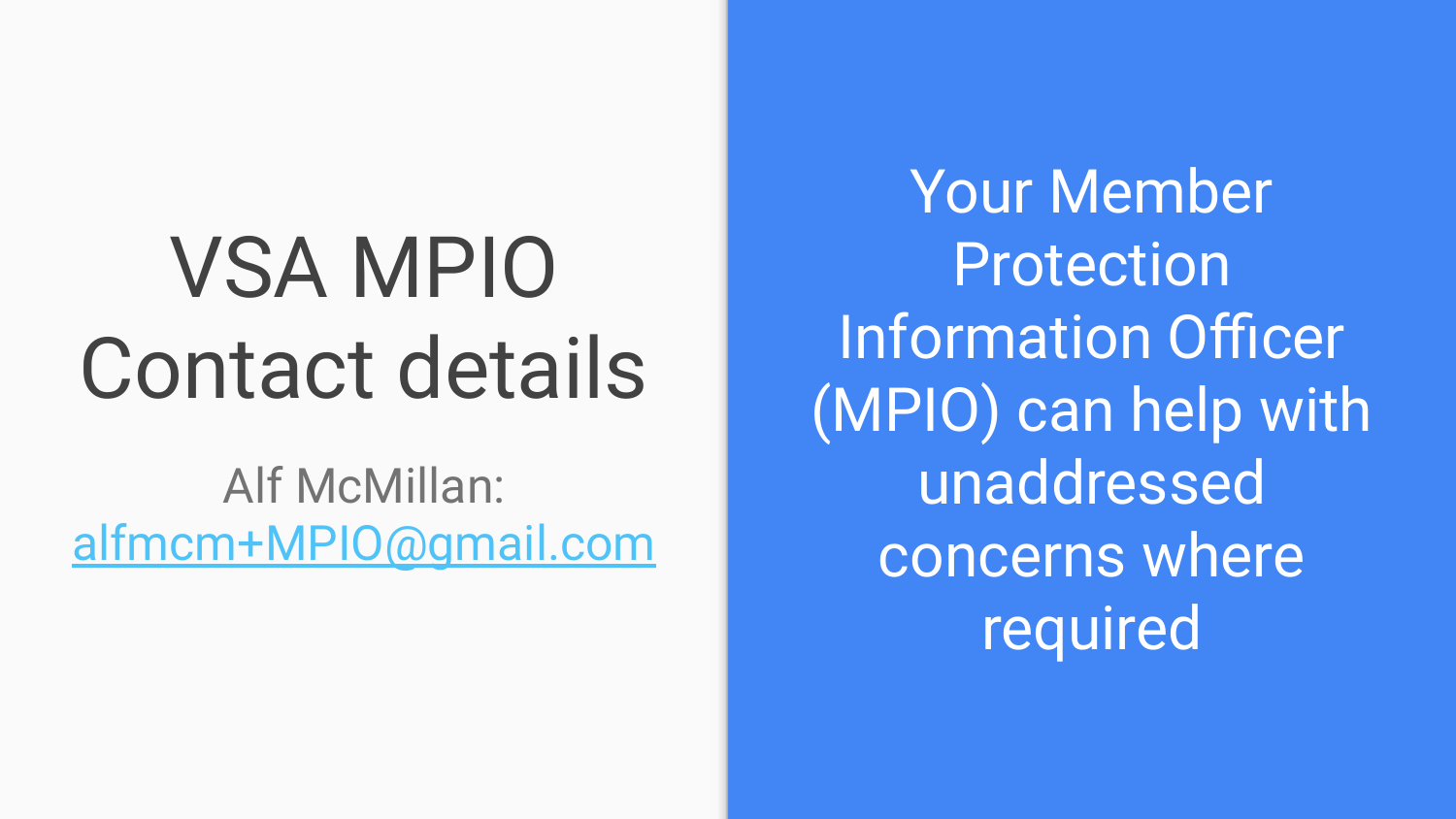# VSA MPIO Contact details

Alf McMillan: alfmcm+MPIO@gmail.com

Your Member Protection Information Officer (MPIO) can help with unaddressed concerns where required